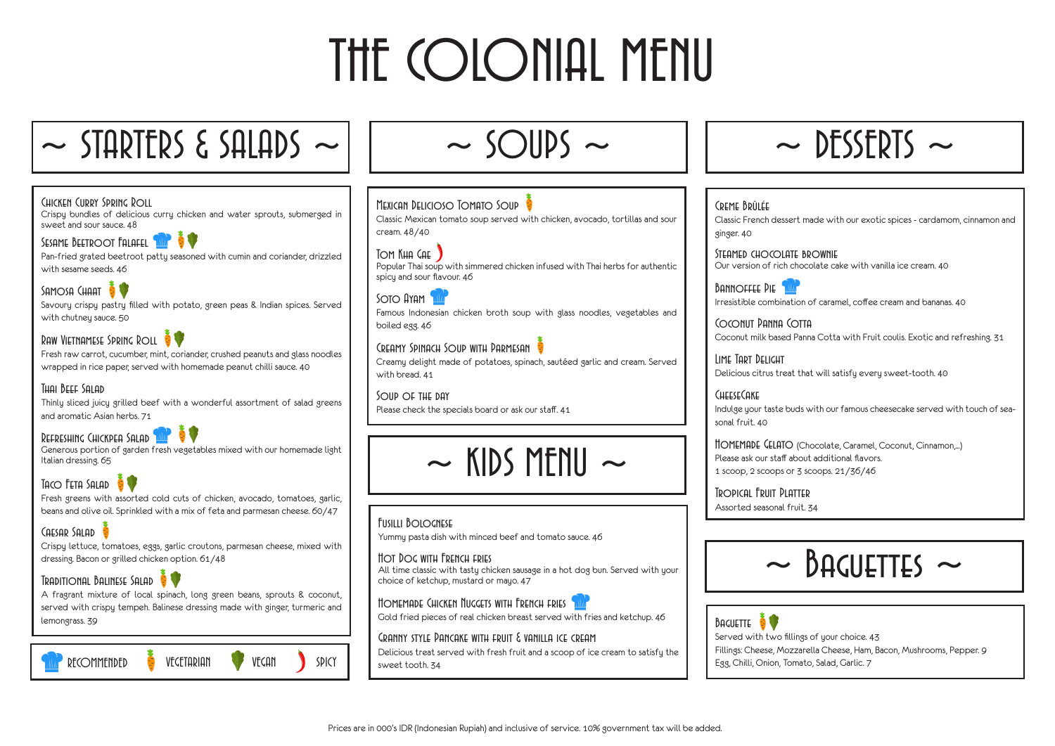# THE COLONIAL MENU

## ~ STARTERS & SALADS ~

### Chicken Curry Spring Roll
Crispy bundles of delicious curry chicken and water sprouts, submerged in sweet and sour sauce. 48

### Sesame Beetroot Falafel
Pan-fried grated beetroot patty seasoned with cumin and coriander, drizzled with sesame seeds. 46

### Samosa Chaat
Savoury crispy pastry filled with potato, green peas & Indian spices. Served with chutney sauce. 50

### Raw Vietnamese Spring Roll
Fresh raw carrot, cucumber, mint, coriander, crushed peanuts and glass noodles wrapped in rice paper, served with homemade peanut chilli sauce. 40

### Thai Beef Salad
Thinly sliced juicy grilled beef with a wonderful assortment of salad greens and aromatic Asian herbs. 71

### Refreshing Chickpea Salad
Generous portion of garden fresh vegetables mixed with our homemade light Italian dressing. 65

### Taco Feta Salad
Fresh greens with assorted cold cuts of chicken, avocado, tomatoes, garlic, beans and olive oil. Sprinkled with a mix of feta and parmesan cheese. 60/47

### Caesar Salad
Crispy lettuce, tomatoes, eggs, garlic croutons, parmesan cheese, mixed with dressing. Bacon or grilled chicken option. 61/48

### Traditional Balinese Salad
A fragrant mixture of local spinach, long green beans, sprouts & coconut, served with crispy tempeh. Balinese dressing made with ginger, turmeric and lemongrass. 39

RECOMMENDED | VEGETARIAN | VEGAN | SPICY

## ~ SOUPS ~

### Mexican Delicioso Tomato Soup
Classic Mexican tomato soup served with chicken, avocado, tortillas and sour cream. 48/40

### Tom Kha Gae
Popular Thai soup with simmered chicken infused with Thai herbs for authentic spicy and sour flavour. 46

### Soto Ayam
Famous Indonesian chicken broth soup with glass noodles, vegetables and boiled egg. 46

### Creamy Spinach Soup with Parmesan
Creamy delight made of potatoes, spinach, sautéed garlic and cream. Served with bread. 41

### Soup of the Day
Please check the specials board or ask our staff. 41

## ~ KIDS MENU ~

### Fusilli Bolognese
Yummy pasta dish with minced beef and tomato sauce. 46

### Hot Dog with French Fries
All time classic with tasty chicken sausage in a hot dog bun. Served with your choice of ketchup, mustard or mayo. 47

### Homemade Chicken Nuggets with French Fries
Gold fried pieces of real chicken breast served with fries and ketchup. 46

### Granny Style Pancake with Fruit & Vanilla Ice Cream
Delicious treat served with fresh fruit and a scoop of ice cream to satisfy the sweet tooth. 34

## ~ DESSERTS ~

### Creme Brûlée
Classic French dessert made with our exotic spices - cardamom, cinnamon and ginger. 40

### Steamed Chocolate Brownie
Our version of rich chocolate cake with vanilla ice cream. 40

### Bannoffee Pie
Irresistible combination of caramel, coffee cream and bananas. 40

### Coconut Panna Cotta
Coconut milk based Panna Cotta with Fruit coulis. Exotic and refreshing. 31

### Lime Tart Delight
Delicious citrus treat that will satisfy every sweet-tooth. 40

### CheeseCake
Indulge your taste buds with our famous cheesecake served with touch of seasonal fruit. 40

### Homemade Gelato (Chocolate, Caramel, Coconut, Cinnamon,...)
Please ask our staff about additional flavors.
1 scoop, 2 scoops or 3 scoops. 21/36/46

### Tropical Fruit Platter
Assorted seasonal fruit. 34

## ~ BAGUETTES ~

### Baguette
Served with two fillings of your choice. 43
Fillings: Cheese, Mozzarella Cheese, Ham, Bacon, Mushrooms, Pepper. 9
Egg, Chilli, Onion, Tomato, Salad, Garlic. 7

Prices are in 000's IDR (Indonesian Rupiah) and inclusive of service. 10% government tax will be added.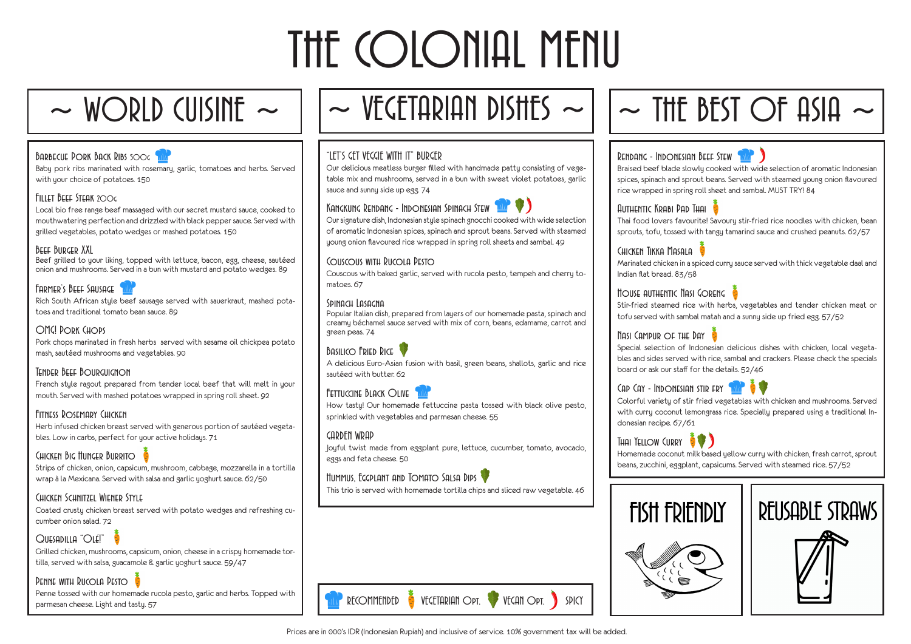# THE COLONIAL MENU

## ~ WORLD CUISINE ~

### Barbecue Pork Back Ribs 500g
Baby pork ribs marinated with rosemary, garlic, tomatoes and herbs. Served with your choice of potatoes. 150

### Fillet Beef Steak 200g
Local bio free range beef massaged with our secret mustard sauce, cooked to mouthwatering perfection and drizzled with black pepper sauce. Served with grilled vegetables, potato wedges or mashed potatoes. 150

### Beef Burger XXL
Beef grilled to your liking, topped with lettuce, bacon, egg, cheese, sautéed onion and mushrooms. Served in a bun with mustard and potato wedges. 89

### Farmer's Beef Sausage
Rich South African style beef sausage served with sauerkraut, mashed potatoes and traditional tomato bean sauce. 89

### OMG! Pork Chops
Pork chops marinated in fresh herbs served with sesame oil chickpea potato mash, sautéed mushrooms and vegetables. 90

### Tender Beef Bourguignon
French style ragout prepared from tender local beef that will melt in your mouth. Served with mashed potatoes wrapped in spring roll sheet. 92

### Fitness Rosemary Chicken
Herb infused chicken breast served with generous portion of sautéed vegetables. Low in carbs, perfect for your active holidays. 71

### Chicken Big Hunger Burrito
Strips of chicken, onion, capsicum, mushroom, cabbage, mozzarella in a tortilla wrap à la Mexicana. Served with salsa and garlic yoghurt sauce. 62/50

### Chicken Schnitzel Wiener Style
Coated crusty chicken breast served with potato wedges and refreshing cucumber onion salad. 72

### Quesadilla "Olé!"
Grilled chicken, mushrooms, capsicum, onion, cheese in a crispy homemade tortilla, served with salsa, guacamole & garlic yoghurt sauce. 59/47

### Penne with Rucola Pesto
Penne tossed with our homemade rucola pesto, garlic and herbs. Topped with parmesan cheese. Light and tasty. 57

## ~ VEGETARIAN DISHES ~

### "Let's Get Veggie with It" Burger
Our delicious meatless burger filled with handmade patty consisting of vegetable mix and mushrooms, served in a bun with sweet violet potatoes, garlic sauce and sunny side up egg. 74

### Kangkung Rendang - Indonesian Spinach Stew
Our signature dish, Indonesian style spinach gnocchi cooked with wide selection of aromatic Indonesian spices, spinach and sprout beans. Served with steamed young onion flavoured rice wrapped in spring roll sheets and sambal. 49

### Couscous with Rucola Pesto
Couscous with baked garlic, served with rucola pesto, tempeh and cherry tomatoes. 67

### Spinach Lasagna
Popular Italian dish, prepared from layers of our homemade pasta, spinach and creamy béchamel sauce served with mix of corn, beans, edamame, carrot and green peas. 74

### Basilico Fried Rice
A delicious Euro-Asian fusion with basil, green beans, shallots, garlic and rice sautéed with butter. 62

### Fettuccine Black Olive
How tasty! Our homemade fettuccine pasta tossed with black olive pesto, sprinkled with vegetables and parmesan cheese. 55

### Garden Wrap
Joyful twist made from eggplant pure, lettuce, cucumber, tomato, avocado, eggs and feta cheese. 50

### Hummus, Eggplant and Tomato Salsa Dips
This trio is served with homemade tortilla chips and sliced raw vegetable. 46

RECOMMENDED | VEGETARIAN OPT. | VEGAN OPT. | SPICY

## ~ THE BEST OF ASIA ~

### Rendang - Indonesian Beef Stew
Braised beef blade slowly cooked with wide selection of aromatic Indonesian spices, spinach and sprout beans. Served with steamed young onion flavoured rice wrapped in spring roll sheet and sambal. MUST TRY! 84

### Authentic Krabi Pad Thai
Thai food lovers favourite! Savoury stir-fried rice noodles with chicken, bean sprouts, tofu, tossed with tangy tamarind sauce and crushed peanuts. 62/57

### Chicken Tikka Masala
Marinated chicken in a spiced curry sauce served with thick vegetable daal and Indian flat bread. 83/58

### House Authentic Nasi Goreng
Stir-fried steamed rice with herbs, vegetables and tender chicken meat or tofu served with sambal matah and a sunny side up fried egg. 57/52

### Nasi Campur of the Day
Special selection of Indonesian delicious dishes with chicken, local vegetables and sides served with rice, sambal and crackers. Please check the specials board or ask our staff for the details. 52/46

### Cap Cay - Indonesian Stir Fry
Colorful variety of stir fried vegetables with chicken and mushrooms. Served with curry coconut lemongrass rice. Specially prepared using a traditional Indonesian recipe. 67/61

### Thai Yellow Curry
Homemade coconut milk based yellow curry with chicken, fresh carrot, sprout beans, zucchini, eggplant, capsicums. Served with steamed rice. 57/52

FISH FRIENDLY

REUSABLE STRAWS

Prices are in 000's IDR (Indonesian Rupiah) and inclusive of service. 10% government tax will be added.